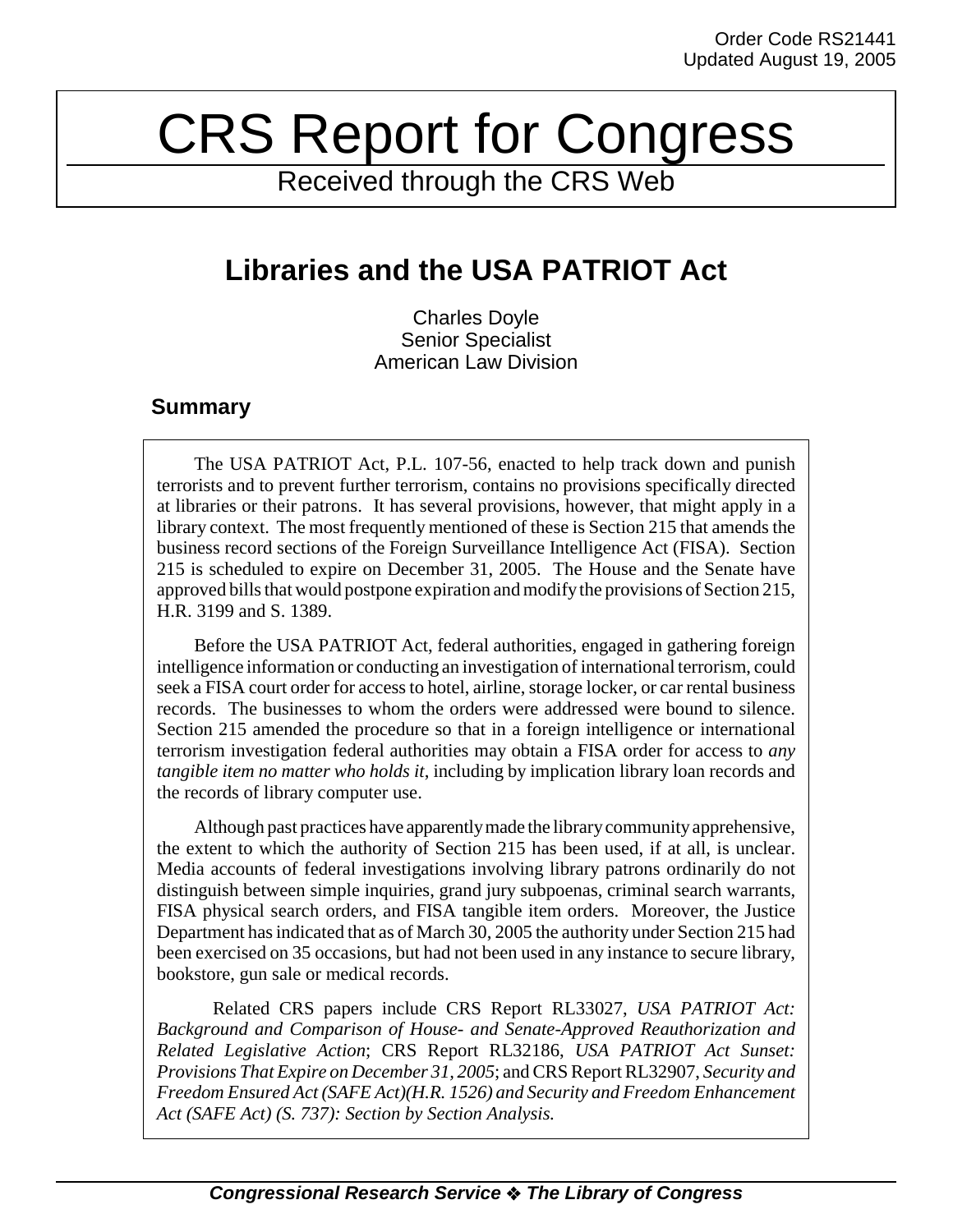Order Code RS21441
Updated August 19, 2005

# CRS Report for Congress

Received through the CRS Web

## Libraries and the USA PATRIOT Act

Charles Doyle
Senior Specialist
American Law Division

### Summary

The USA PATRIOT Act, P.L. 107-56, enacted to help track down and punish terrorists and to prevent further terrorism, contains no provisions specifically directed at libraries or their patrons. It has several provisions, however, that might apply in a library context. The most frequently mentioned of these is Section 215 that amends the business record sections of the Foreign Surveillance Intelligence Act (FISA). Section 215 is scheduled to expire on December 31, 2005. The House and the Senate have approved bills that would postpone expiration and modify the provisions of Section 215, H.R. 3199 and S. 1389.

Before the USA PATRIOT Act, federal authorities, engaged in gathering foreign intelligence information or conducting an investigation of international terrorism, could seek a FISA court order for access to hotel, airline, storage locker, or car rental business records. The businesses to whom the orders were addressed were bound to silence. Section 215 amended the procedure so that in a foreign intelligence or international terrorism investigation federal authorities may obtain a FISA order for access to *any tangible item no matter who holds it*, including by implication library loan records and the records of library computer use.

Although past practices have apparently made the library community apprehensive, the extent to which the authority of Section 215 has been used, if at all, is unclear. Media accounts of federal investigations involving library patrons ordinarily do not distinguish between simple inquiries, grand jury subpoenas, criminal search warrants, FISA physical search orders, and FISA tangible item orders. Moreover, the Justice Department has indicated that as of March 30, 2005 the authority under Section 215 had been exercised on 35 occasions, but had not been used in any instance to secure library, bookstore, gun sale or medical records.

Related CRS papers include CRS Report RL33027, *USA PATRIOT Act: Background and Comparison of House- and Senate-Approved Reauthorization and Related Legislative Action*; CRS Report RL32186, *USA PATRIOT Act Sunset: Provisions That Expire on December 31, 2005*; and CRS Report RL32907, *Security and Freedom Ensured Act (SAFE Act)(H.R. 1526) and Security and Freedom Enhancement Act (SAFE Act) (S. 737): Section by Section Analysis.*

**Congressional Research Service ❖ The Library of Congress**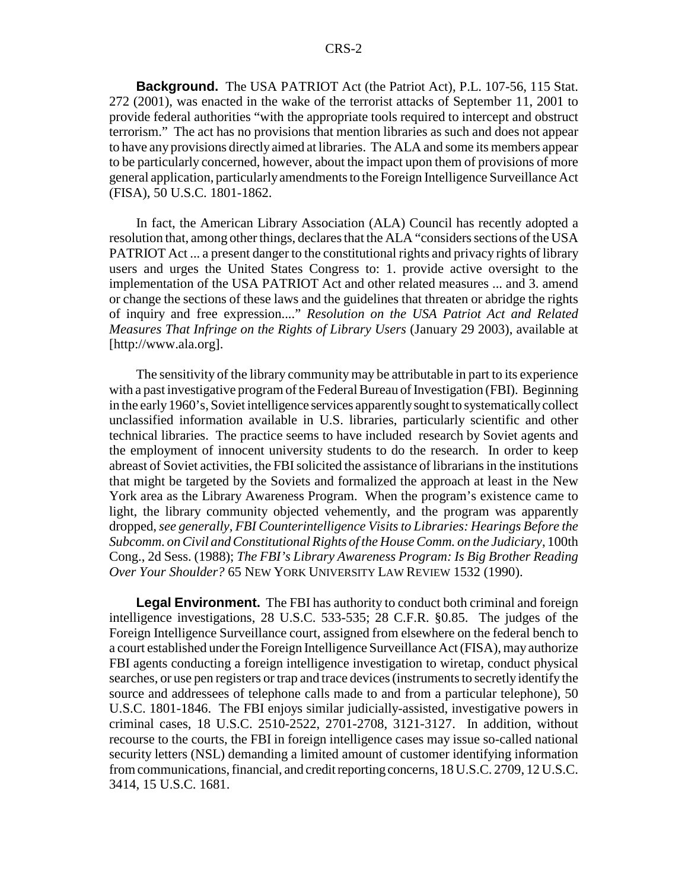**Background.** The USA PATRIOT Act (the Patriot Act), P.L. 107-56, 115 Stat. 272 (2001), was enacted in the wake of the terrorist attacks of September 11, 2001 to provide federal authorities "with the appropriate tools required to intercept and obstruct terrorism." The act has no provisions that mention libraries as such and does not appear to have any provisions directly aimed at libraries. The ALA and some its members appear to be particularly concerned, however, about the impact upon them of provisions of more general application, particularly amendments to the Foreign Intelligence Surveillance Act (FISA), 50 U.S.C. 1801-1862.

In fact, the American Library Association (ALA) Council has recently adopted a resolution that, among other things, declares that the ALA "considers sections of the USA PATRIOT Act ... a present danger to the constitutional rights and privacy rights of library users and urges the United States Congress to: 1. provide active oversight to the implementation of the USA PATRIOT Act and other related measures ... and 3. amend or change the sections of these laws and the guidelines that threaten or abridge the rights of inquiry and free expression...." *Resolution on the USA Patriot Act and Related Measures That Infringe on the Rights of Library Users* (January 29 2003), available at [http://www.ala.org].

The sensitivity of the library community may be attributable in part to its experience with a past investigative program of the Federal Bureau of Investigation (FBI). Beginning in the early 1960's, Soviet intelligence services apparently sought to systematically collect unclassified information available in U.S. libraries, particularly scientific and other technical libraries. The practice seems to have included research by Soviet agents and the employment of innocent university students to do the research. In order to keep abreast of Soviet activities, the FBI solicited the assistance of librarians in the institutions that might be targeted by the Soviets and formalized the approach at least in the New York area as the Library Awareness Program. When the program's existence came to light, the library community objected vehemently, and the program was apparently dropped, *see generally*, *FBI Counterintelligence Visits to Libraries: Hearings Before the Subcomm. on Civil and Constitutional Rights of the House Comm. on the Judiciary*, 100th Cong., 2d Sess. (1988); *The FBI's Library Awareness Program: Is Big Brother Reading Over Your Shoulder?* 65 NEW YORK UNIVERSITY LAW REVIEW 1532 (1990).

**Legal Environment.** The FBI has authority to conduct both criminal and foreign intelligence investigations, 28 U.S.C. 533-535; 28 C.F.R. §0.85. The judges of the Foreign Intelligence Surveillance court, assigned from elsewhere on the federal bench to a court established under the Foreign Intelligence Surveillance Act (FISA), may authorize FBI agents conducting a foreign intelligence investigation to wiretap, conduct physical searches, or use pen registers or trap and trace devices (instruments to secretly identify the source and addressees of telephone calls made to and from a particular telephone), 50 U.S.C. 1801-1846. The FBI enjoys similar judicially-assisted, investigative powers in criminal cases, 18 U.S.C. 2510-2522, 2701-2708, 3121-3127. In addition, without recourse to the courts, the FBI in foreign intelligence cases may issue so-called national security letters (NSL) demanding a limited amount of customer identifying information from communications, financial, and credit reporting concerns, 18 U.S.C. 2709, 12 U.S.C. 3414, 15 U.S.C. 1681.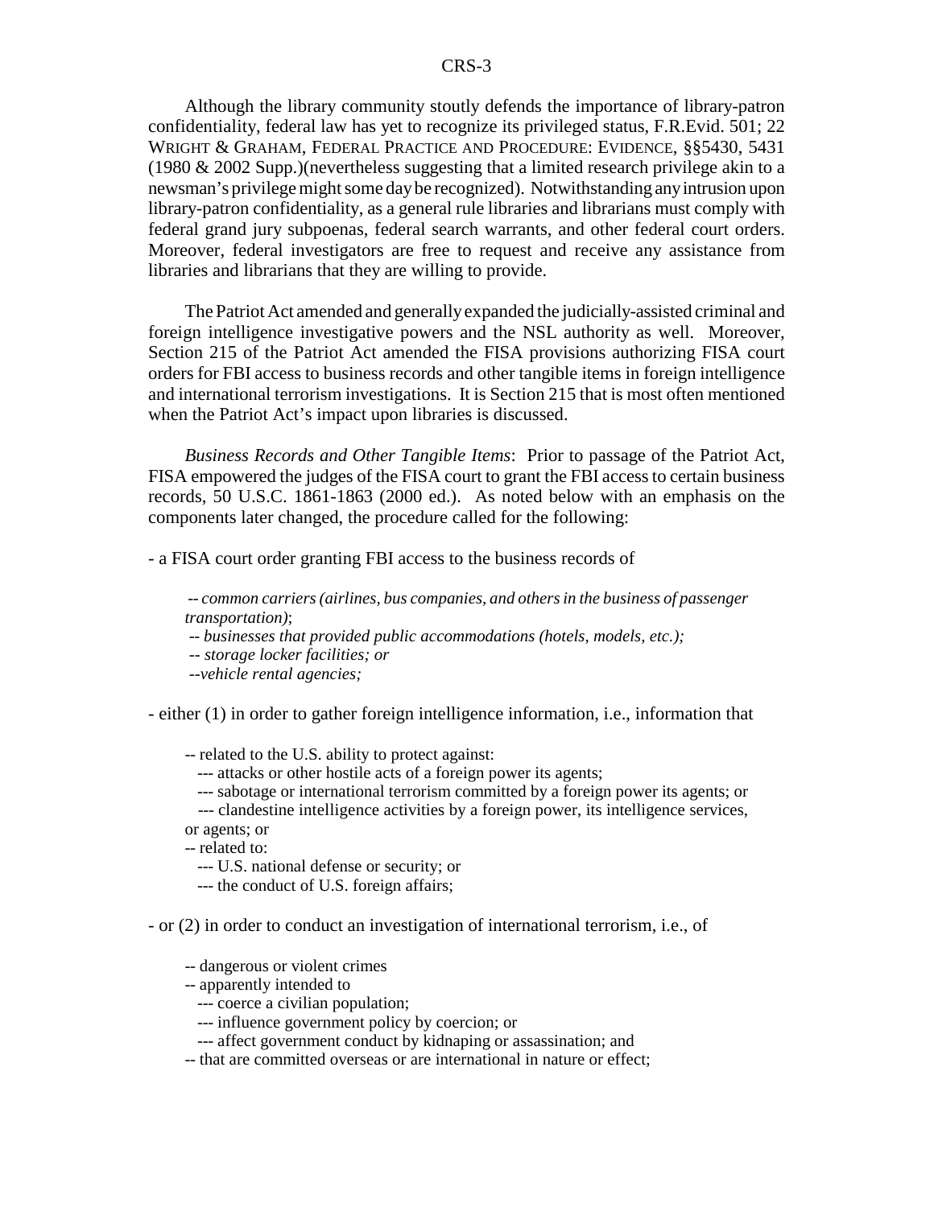Although the library community stoutly defends the importance of library-patron confidentiality, federal law has yet to recognize its privileged status, F.R.Evid. 501; 22 WRIGHT & GRAHAM, FEDERAL PRACTICE AND PROCEDURE: EVIDENCE, §§5430, 5431 (1980 & 2002 Supp.)(nevertheless suggesting that a limited research privilege akin to a newsman's privilege might some day be recognized). Notwithstanding any intrusion upon library-patron confidentiality, as a general rule libraries and librarians must comply with federal grand jury subpoenas, federal search warrants, and other federal court orders. Moreover, federal investigators are free to request and receive any assistance from libraries and librarians that they are willing to provide.

The Patriot Act amended and generally expanded the judicially-assisted criminal and foreign intelligence investigative powers and the NSL authority as well. Moreover, Section 215 of the Patriot Act amended the FISA provisions authorizing FISA court orders for FBI access to business records and other tangible items in foreign intelligence and international terrorism investigations. It is Section 215 that is most often mentioned when the Patriot Act's impact upon libraries is discussed.

*Business Records and Other Tangible Items*: Prior to passage of the Patriot Act, FISA empowered the judges of the FISA court to grant the FBI access to certain business records, 50 U.S.C. 1861-1863 (2000 ed.). As noted below with an emphasis on the components later changed, the procedure called for the following:

- a FISA court order granting FBI access to the business records of

  -- *common carriers (airlines, bus companies, and others in the business of passenger transportation)*;
  -- *businesses that provided public accommodations (hotels, models, etc.);*
  -- *storage locker facilities; or*
  --*vehicle rental agencies;*

- either (1) in order to gather foreign intelligence information, i.e., information that

  -- related to the U.S. ability to protect against:
    --- attacks or other hostile acts of a foreign power its agents;
    --- sabotage or international terrorism committed by a foreign power its agents; or
    --- clandestine intelligence activities by a foreign power, its intelligence services, or agents; or
  -- related to:
    --- U.S. national defense or security; or
    --- the conduct of U.S. foreign affairs;

- or (2) in order to conduct an investigation of international terrorism, i.e., of

  -- dangerous or violent crimes
  -- apparently intended to
    --- coerce a civilian population;
    --- influence government policy by coercion; or
    --- affect government conduct by kidnaping or assassination; and
  -- that are committed overseas or are international in nature or effect;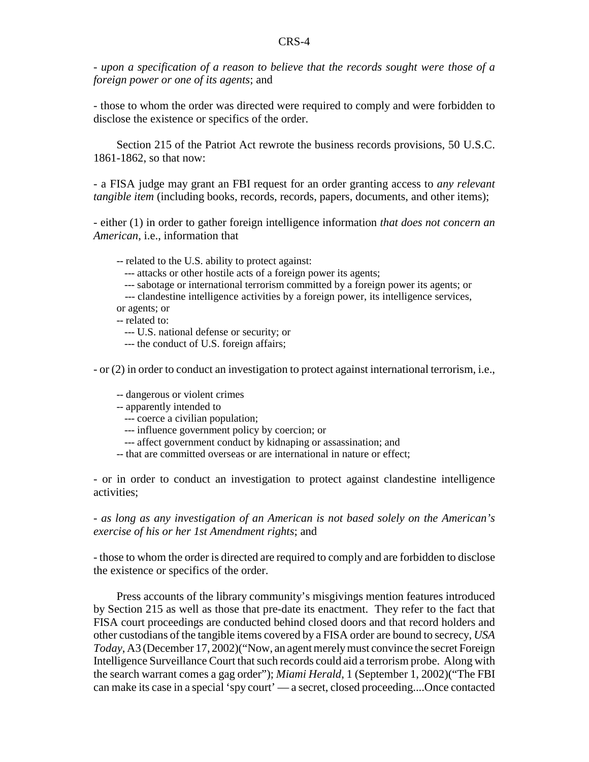- *upon a specification of a reason to believe that the records sought were those of a foreign power or one of its agents*; and

- those to whom the order was directed were required to comply and were forbidden to disclose the existence or specifics of the order.

Section 215 of the Patriot Act rewrote the business records provisions, 50 U.S.C. 1861-1862, so that now:

- a FISA judge may grant an FBI request for an order granting access to *any relevant tangible item* (including books, records, records, papers, documents, and other items);

- either (1) in order to gather foreign intelligence information *that does not concern an American*, i.e., information that

  -- related to the U.S. ability to protect against:
    --- attacks or other hostile acts of a foreign power its agents;
    --- sabotage or international terrorism committed by a foreign power its agents; or
    --- clandestine intelligence activities by a foreign power, its intelligence services, or agents; or
  -- related to:
    --- U.S. national defense or security; or
    --- the conduct of U.S. foreign affairs;

- or (2) in order to conduct an investigation to protect against international terrorism, i.e.,

  -- dangerous or violent crimes
  -- apparently intended to
    --- coerce a civilian population;
    --- influence government policy by coercion; or
    --- affect government conduct by kidnaping or assassination; and
  -- that are committed overseas or are international in nature or effect;

- or in order to conduct an investigation to protect against clandestine intelligence activities;

- *as long as any investigation of an American is not based solely on the American's exercise of his or her 1st Amendment rights*; and

- those to whom the order is directed are required to comply and are forbidden to disclose the existence or specifics of the order.

Press accounts of the library community's misgivings mention features introduced by Section 215 as well as those that pre-date its enactment. They refer to the fact that FISA court proceedings are conducted behind closed doors and that record holders and other custodians of the tangible items covered by a FISA order are bound to secrecy, *USA Today*, A3 (December 17, 2002)("Now, an agent merely must convince the secret Foreign Intelligence Surveillance Court that such records could aid a terrorism probe. Along with the search warrant comes a gag order"); *Miami Herald*, 1 (September 1, 2002)("The FBI can make its case in a special 'spy court' — a secret, closed proceeding....Once contacted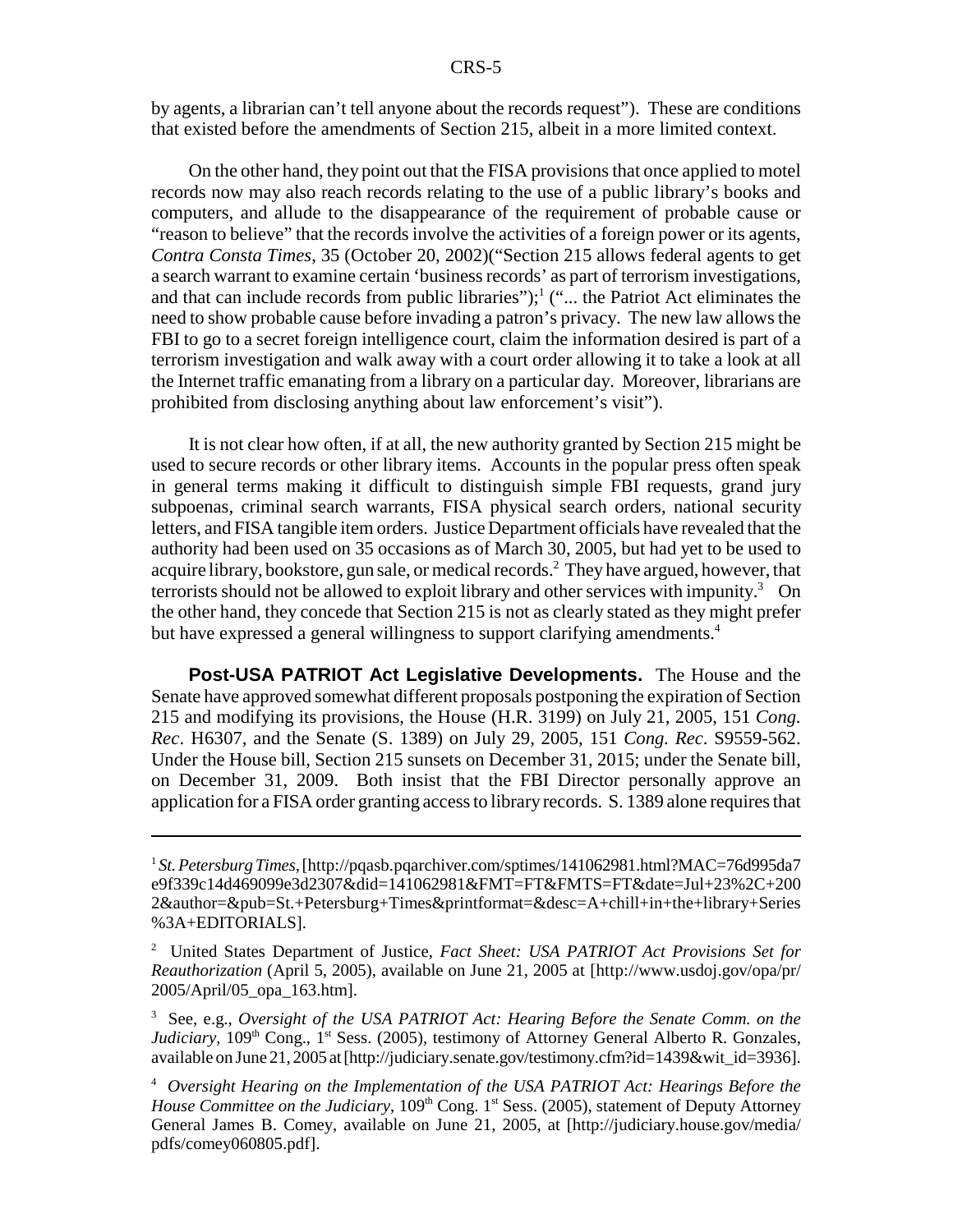by agents, a librarian can't tell anyone about the records request"). These are conditions that existed before the amendments of Section 215, albeit in a more limited context.

On the other hand, they point out that the FISA provisions that once applied to motel records now may also reach records relating to the use of a public library's books and computers, and allude to the disappearance of the requirement of probable cause or "reason to believe" that the records involve the activities of a foreign power or its agents, *Contra Consta Times*, 35 (October 20, 2002)("Section 215 allows federal agents to get a search warrant to examine certain 'business records' as part of terrorism investigations, and that can include records from public libraries");[1] ("... the Patriot Act eliminates the need to show probable cause before invading a patron's privacy. The new law allows the FBI to go to a secret foreign intelligence court, claim the information desired is part of a terrorism investigation and walk away with a court order allowing it to take a look at all the Internet traffic emanating from a library on a particular day. Moreover, librarians are prohibited from disclosing anything about law enforcement's visit").

It is not clear how often, if at all, the new authority granted by Section 215 might be used to secure records or other library items. Accounts in the popular press often speak in general terms making it difficult to distinguish simple FBI requests, grand jury subpoenas, criminal search warrants, FISA physical search orders, national security letters, and FISA tangible item orders. Justice Department officials have revealed that the authority had been used on 35 occasions as of March 30, 2005, but had yet to be used to acquire library, bookstore, gun sale, or medical records.[2] They have argued, however, that terrorists should not be allowed to exploit library and other services with impunity.[3] On the other hand, they concede that Section 215 is not as clearly stated as they might prefer but have expressed a general willingness to support clarifying amendments.[4]

**Post-USA PATRIOT Act Legislative Developments.** The House and the Senate have approved somewhat different proposals postponing the expiration of Section 215 and modifying its provisions, the House (H.R. 3199) on July 21, 2005, 151 *Cong. Rec*. H6307, and the Senate (S. 1389) on July 29, 2005, 151 *Cong. Rec*. S9559-562. Under the House bill, Section 215 sunsets on December 31, 2015; under the Senate bill, on December 31, 2009. Both insist that the FBI Director personally approve an application for a FISA order granting access to library records. S. 1389 alone requires that

---

[1] *St. Petersburg Times*, [http://pqasb.pqarchiver.com/sptimes/141062981.html?MAC=76d995da7e9f339c14d469099e3d2307&did=141062981&FMT=FT&FMTS=FT&date=Jul+23%2C+2002&author=&pub=St.+Petersburg+Times&printformat=&desc=A+chill+in+the+library+Series%3A+EDITORIALS].

[2] United States Department of Justice, *Fact Sheet: USA PATRIOT Act Provisions Set for Reauthorization* (April 5, 2005), available on June 21, 2005 at [http://www.usdoj.gov/opa/pr/2005/April/05_opa_163.htm].

[3] See, e.g., *Oversight of the USA PATRIOT Act: Hearing Before the Senate Comm. on the Judiciary*, 109th Cong., 1st Sess. (2005), testimony of Attorney General Alberto R. Gonzales, available on June 21, 2005 at [http://judiciary.senate.gov/testimony.cfm?id=1439&wit_id=3936].

[4] *Oversight Hearing on the Implementation of the USA PATRIOT Act: Hearings Before the House Committee on the Judiciary*, 109th Cong. 1st Sess. (2005), statement of Deputy Attorney General James B. Comey, available on June 21, 2005, at [http://judiciary.house.gov/media/pdfs/comey060805.pdf].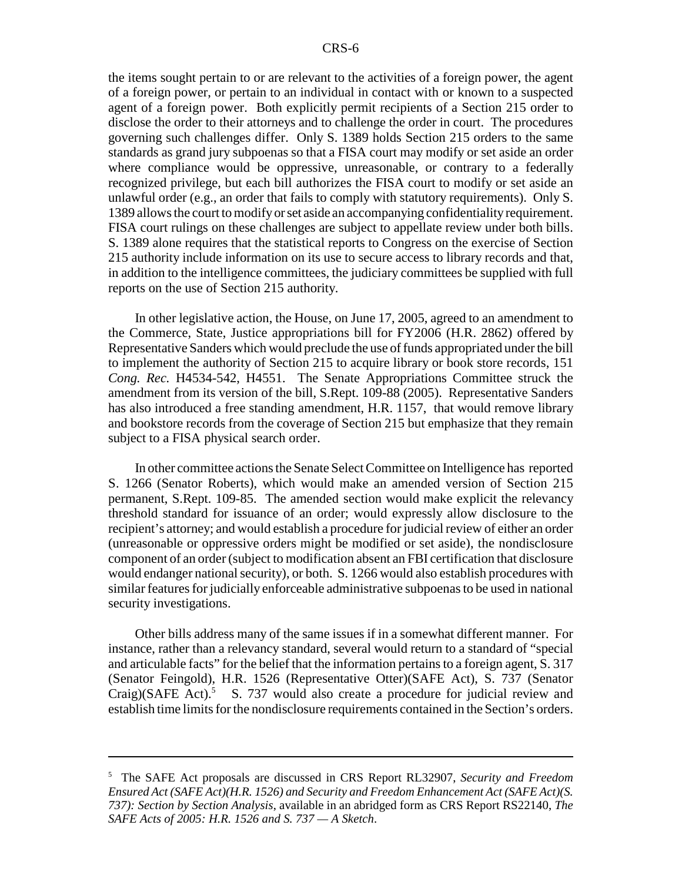the items sought pertain to or are relevant to the activities of a foreign power, the agent of a foreign power, or pertain to an individual in contact with or known to a suspected agent of a foreign power. Both explicitly permit recipients of a Section 215 order to disclose the order to their attorneys and to challenge the order in court. The procedures governing such challenges differ. Only S. 1389 holds Section 215 orders to the same standards as grand jury subpoenas so that a FISA court may modify or set aside an order where compliance would be oppressive, unreasonable, or contrary to a federally recognized privilege, but each bill authorizes the FISA court to modify or set aside an unlawful order (e.g., an order that fails to comply with statutory requirements). Only S. 1389 allows the court to modify or set aside an accompanying confidentiality requirement. FISA court rulings on these challenges are subject to appellate review under both bills. S. 1389 alone requires that the statistical reports to Congress on the exercise of Section 215 authority include information on its use to secure access to library records and that, in addition to the intelligence committees, the judiciary committees be supplied with full reports on the use of Section 215 authority.

In other legislative action, the House, on June 17, 2005, agreed to an amendment to the Commerce, State, Justice appropriations bill for FY2006 (H.R. 2862) offered by Representative Sanders which would preclude the use of funds appropriated under the bill to implement the authority of Section 215 to acquire library or book store records, 151 *Cong. Rec.* H4534-542, H4551. The Senate Appropriations Committee struck the amendment from its version of the bill, S.Rept. 109-88 (2005). Representative Sanders has also introduced a free standing amendment, H.R. 1157, that would remove library and bookstore records from the coverage of Section 215 but emphasize that they remain subject to a FISA physical search order.

In other committee actions the Senate Select Committee on Intelligence has reported S. 1266 (Senator Roberts), which would make an amended version of Section 215 permanent, S.Rept. 109-85. The amended section would make explicit the relevancy threshold standard for issuance of an order; would expressly allow disclosure to the recipient's attorney; and would establish a procedure for judicial review of either an order (unreasonable or oppressive orders might be modified or set aside), the nondisclosure component of an order (subject to modification absent an FBI certification that disclosure would endanger national security), or both. S. 1266 would also establish procedures with similar features for judicially enforceable administrative subpoenas to be used in national security investigations.

Other bills address many of the same issues if in a somewhat different manner. For instance, rather than a relevancy standard, several would return to a standard of "special and articulable facts" for the belief that the information pertains to a foreign agent, S. 317 (Senator Feingold), H.R. 1526 (Representative Otter)(SAFE Act), S. 737 (Senator Craig)(SAFE Act).[5] S. 737 would also create a procedure for judicial review and establish time limits for the nondisclosure requirements contained in the Section's orders.

---

[5] The SAFE Act proposals are discussed in CRS Report RL32907, *Security and Freedom Ensured Act (SAFE Act)(H.R. 1526) and Security and Freedom Enhancement Act (SAFE Act)(S. 737): Section by Section Analysis*, available in an abridged form as CRS Report RS22140, *The SAFE Acts of 2005: H.R. 1526 and S. 737 — A Sketch*.